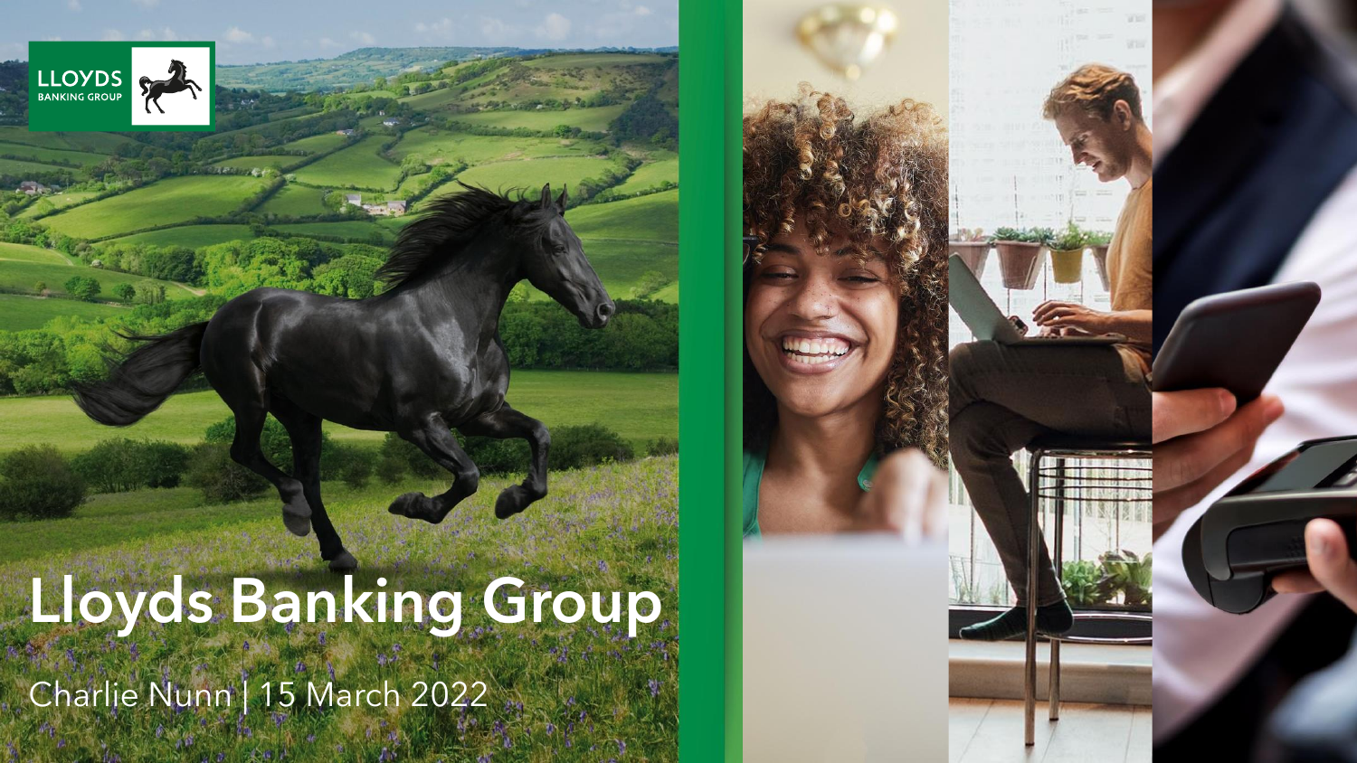LLOYDS BANKING GROUP

# Lloyds Banking Group

Charlie Nunn | 15 March 2022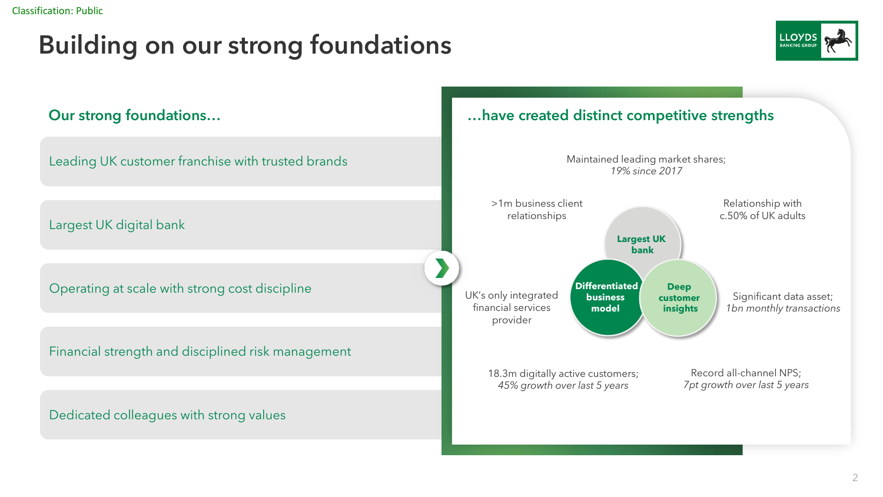# Building on our strong foundations

## Our strong foundations…

- Leading UK customer franchise with trusted brands
- Largest UK digital bank
- Operating at scale with strong cost discipline
- Financial strength and disciplined risk management
- Dedicated colleagues with strong values

## …have created distinct competitive strengths

**Largest UK bank**

- Maintained leading market shares; *19% since 2017*
- >1m business client relationships
- Relationship with c.50% of UK adults

**Differentiated business model**

- UK's only integrated financial services provider
- 18.3m digitally active customers; *45% growth over last 5 years*

**Deep customer insights**

- Significant data asset; *1bn monthly transactions*
- Record all-channel NPS; *7pt growth over last 5 years*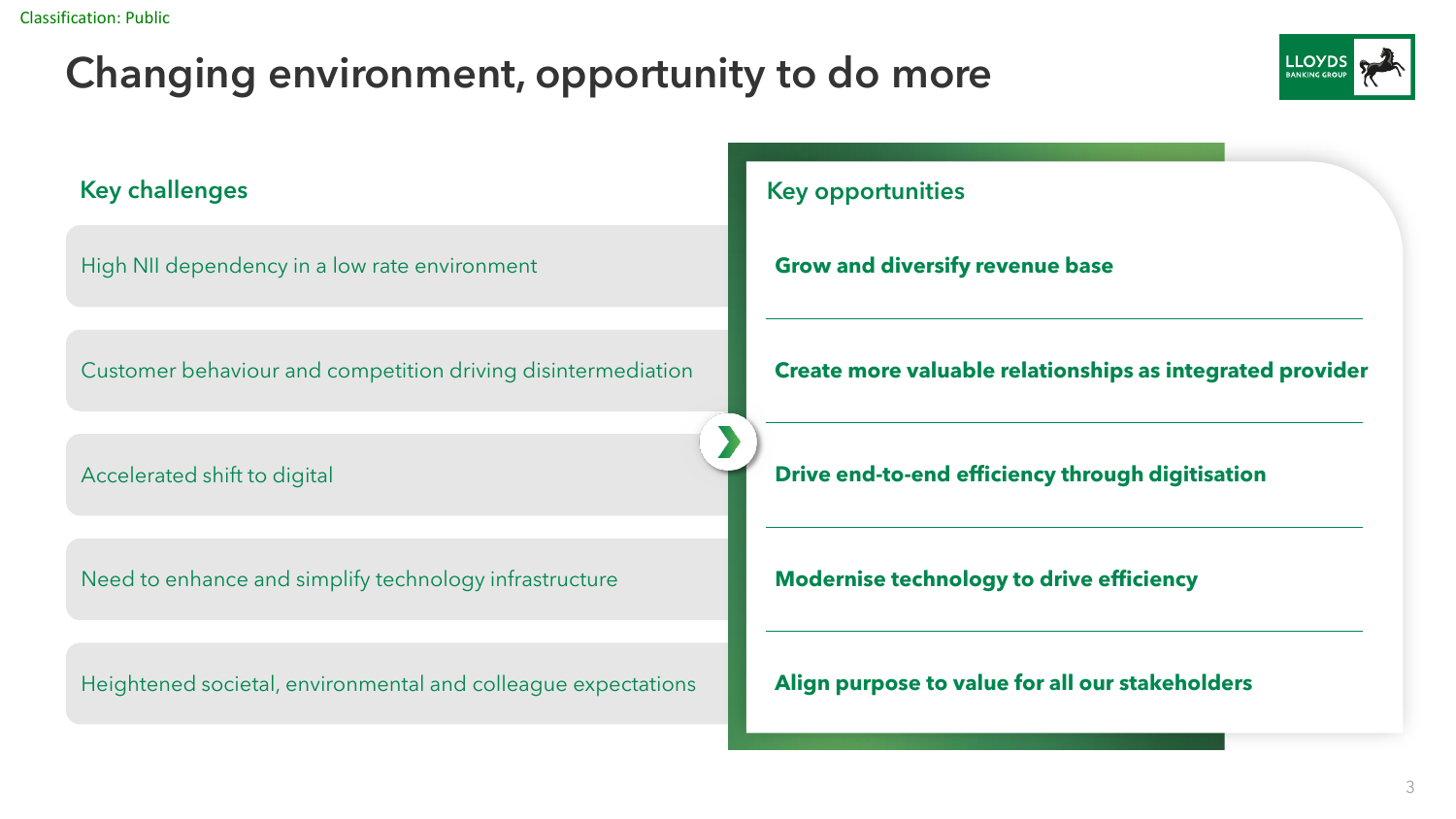# Changing environment, opportunity to do more

## Key challenges

- High NII dependency in a low rate environment
- Customer behaviour and competition driving disintermediation
- Accelerated shift to digital
- Need to enhance and simplify technology infrastructure
- Heightened societal, environmental and colleague expectations

## Key opportunities

- **Grow and diversify revenue base**
- **Create more valuable relationships as integrated provider**
- **Drive end-to-end efficiency through digitisation**
- **Modernise technology to drive efficiency**
- **Align purpose to value for all our stakeholders**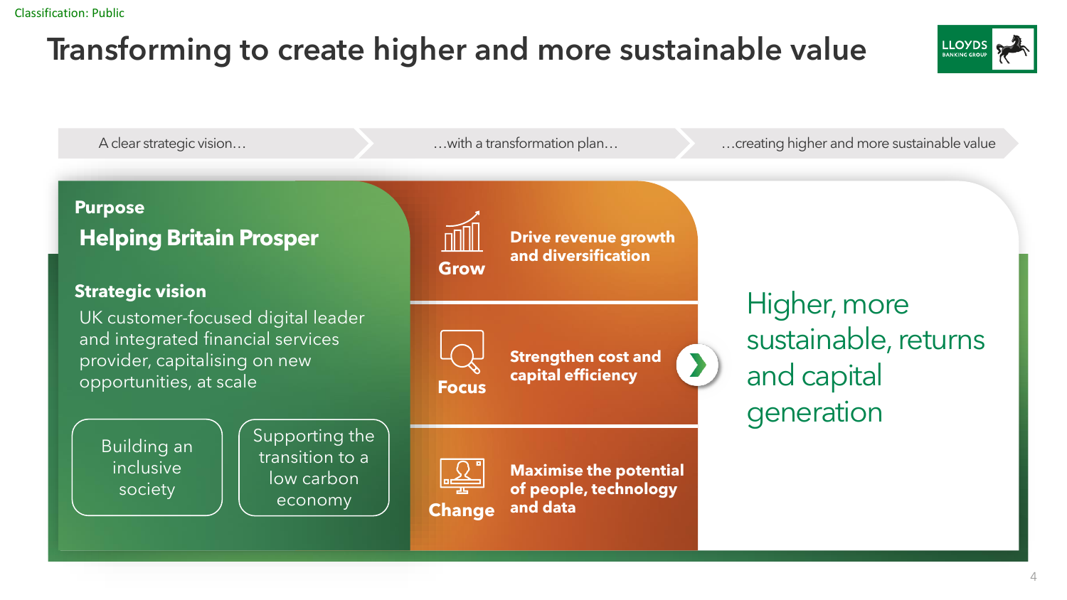Classification: Public

# Transforming to create higher and more sustainable value

A clear strategic vision… | …with a transformation plan… | …creating higher and more sustainable value

## Purpose

### Helping Britain Prosper

**Strategic vision**

UK customer-focused digital leader and integrated financial services provider, capitalising on new opportunities, at scale

- Building an inclusive society
- Supporting the transition to a low carbon economy

**Grow** — **Drive revenue growth and diversification**

**Focus** — **Strengthen cost and capital efficiency**

**Change** — **Maximise the potential of people, technology and data**

Higher, more sustainable, returns and capital generation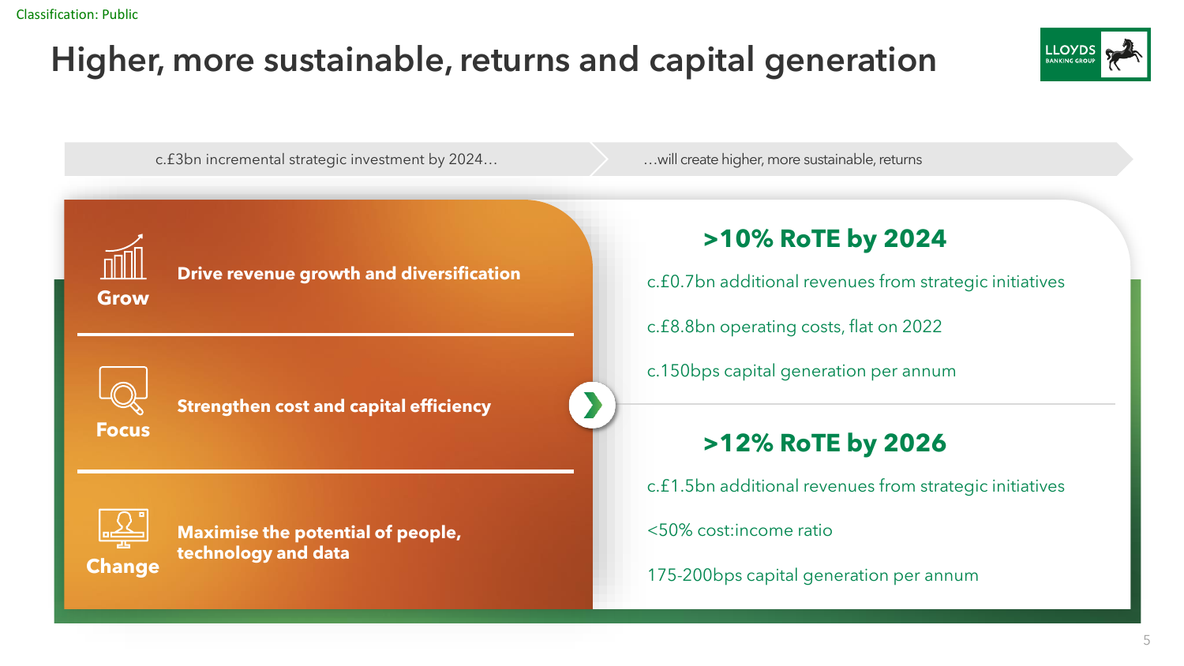# Higher, more sustainable, returns and capital generation

c.£3bn incremental strategic investment by 2024… …will create higher, more sustainable, returns

**Grow** — **Drive revenue growth and diversification**

**Focus** — **Strengthen cost and capital efficiency**

**Change** — **Maximise the potential of people, technology and data**

## >10% RoTE by 2024

c.£0.7bn additional revenues from strategic initiatives

c.£8.8bn operating costs, flat on 2022

c.150bps capital generation per annum

## >12% RoTE by 2026

c.£1.5bn additional revenues from strategic initiatives

<50% cost:income ratio

175-200bps capital generation per annum